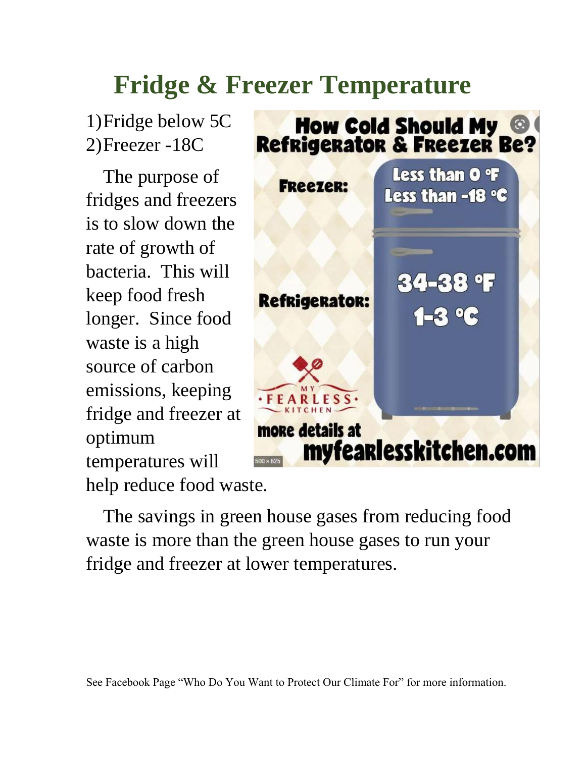# Fridge & Freezer Temperature

1) Fridge below 5C
2) Freezer -18C

The purpose of fridges and freezers is to slow down the rate of growth of bacteria. This will keep food fresh longer. Since food waste is a high source of carbon emissions, keeping fridge and freezer at optimum temperatures will help reduce food waste.

The savings in green house gases from reducing food waste is more than the green house gases to run your fridge and freezer at lower temperatures.

See Facebook Page "Who Do You Want to Protect Our Climate For" for more information.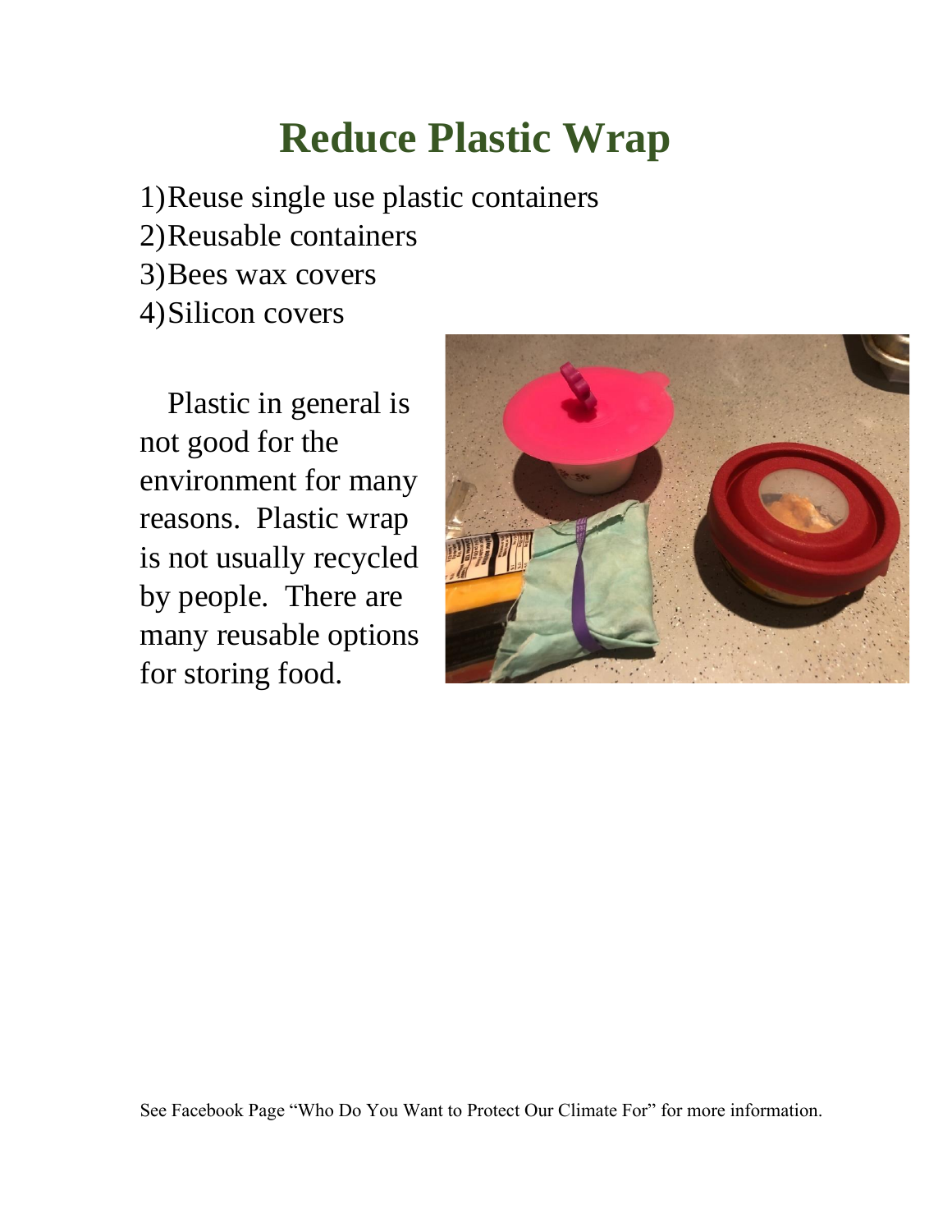# Reduce Plastic Wrap

1) Reuse single use plastic containers
2) Reusable containers
3) Bees wax covers
4) Silicon covers

Plastic in general is not good for the environment for many reasons. Plastic wrap is not usually recycled by people. There are many reusable options for storing food.

See Facebook Page "Who Do You Want to Protect Our Climate For" for more information.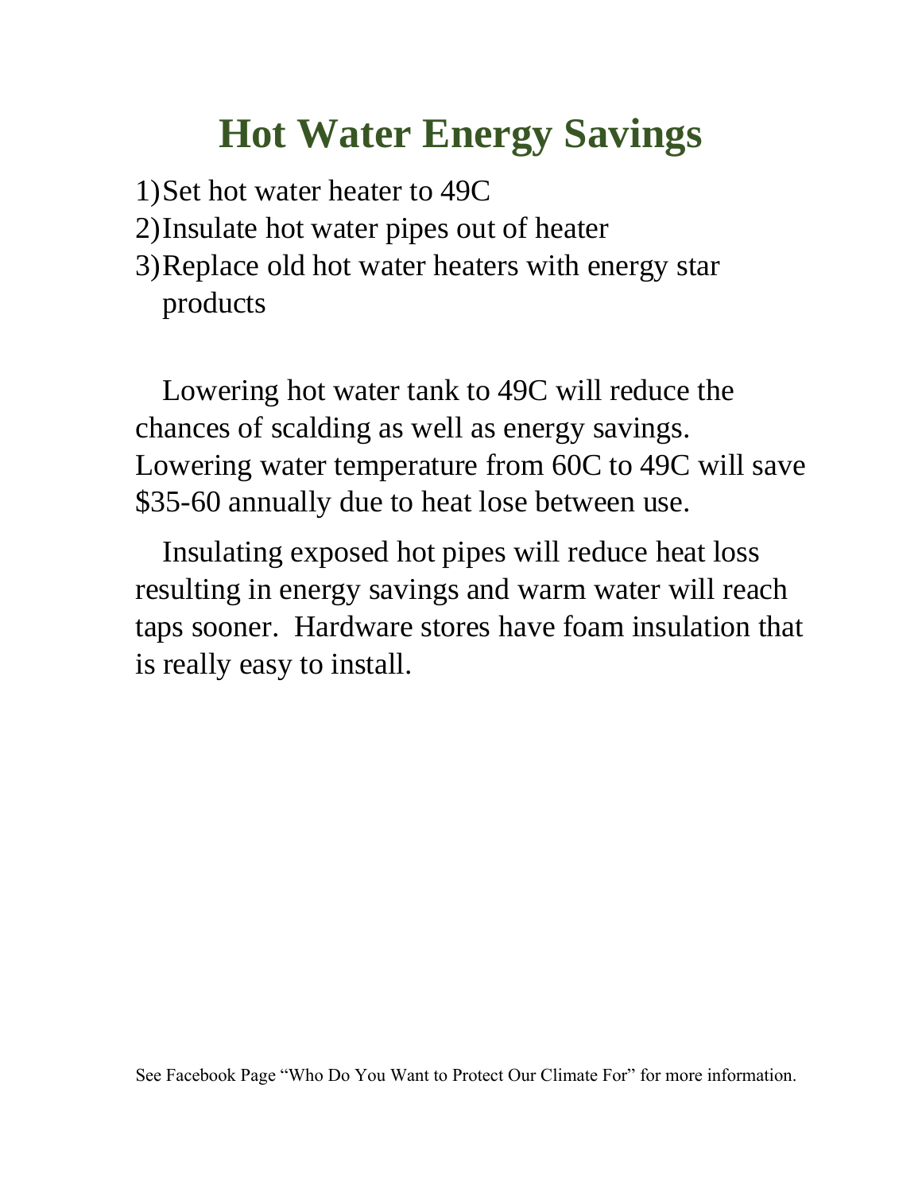# Hot Water Energy Savings

1) Set hot water heater to 49C
2) Insulate hot water pipes out of heater
3) Replace old hot water heaters with energy star products

Lowering hot water tank to 49C will reduce the chances of scalding as well as energy savings. Lowering water temperature from 60C to 49C will save $35-60 annually due to heat lose between use.

Insulating exposed hot pipes will reduce heat loss resulting in energy savings and warm water will reach taps sooner. Hardware stores have foam insulation that is really easy to install.

See Facebook Page "Who Do You Want to Protect Our Climate For" for more information.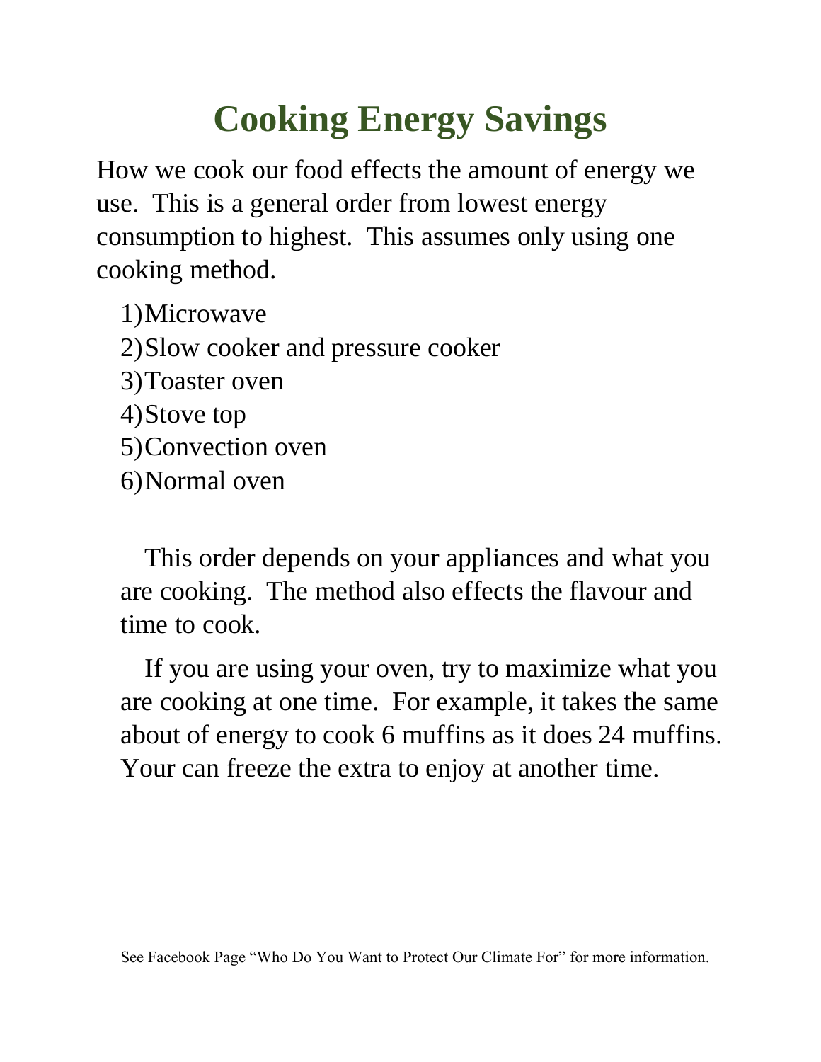# Cooking Energy Savings

How we cook our food effects the amount of energy we use. This is a general order from lowest energy consumption to highest. This assumes only using one cooking method.

1) Microwave
2) Slow cooker and pressure cooker
3) Toaster oven
4) Stove top
5) Convection oven
6) Normal oven

This order depends on your appliances and what you are cooking. The method also effects the flavour and time to cook.

If you are using your oven, try to maximize what you are cooking at one time. For example, it takes the same about of energy to cook 6 muffins as it does 24 muffins. Your can freeze the extra to enjoy at another time.

See Facebook Page "Who Do You Want to Protect Our Climate For" for more information.